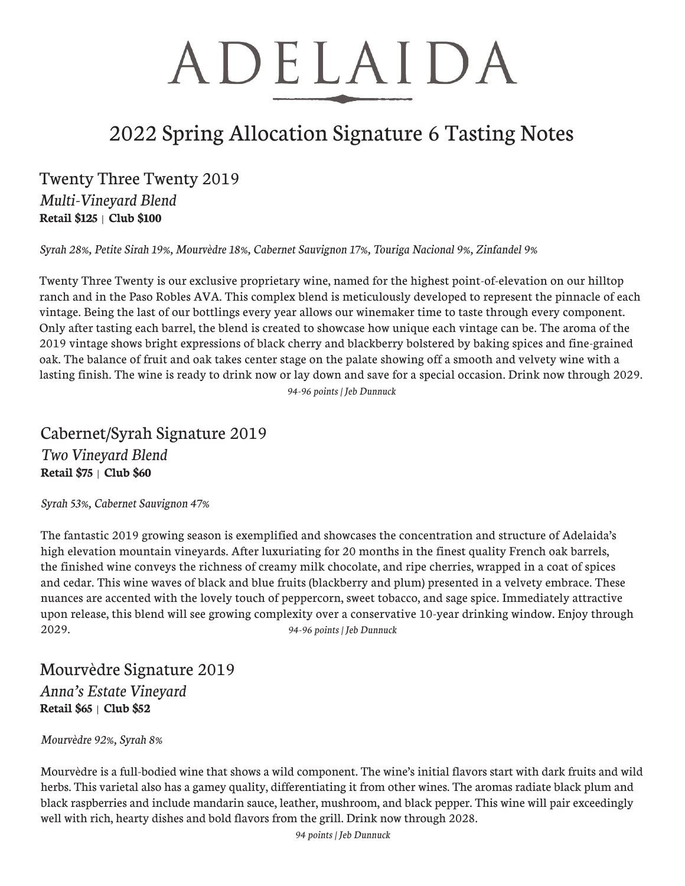# ADELAIDA

## 2022 Spring Allocation Signature 6 Tasting Notes

### Twenty Three Twenty 2019

*Multi-Vineyard Blend*

**Retail $125 | Club $100**

*Syrah 28%, Petite Sirah 19%, Mourvèdre 18%, Cabernet Sauvignon 17%, Touriga Nacional 9%, Zinfandel 9%*

Twenty Three Twenty is our exclusive proprietary wine, named for the highest point-of-elevation on our hilltop ranch and in the Paso Robles AVA. This complex blend is meticulously developed to represent the pinnacle of each vintage. Being the last of our bottlings every year allows our winemaker time to taste through every component. Only after tasting each barrel, the blend is created to showcase how unique each vintage can be. The aroma of the 2019 vintage shows bright expressions of black cherry and blackberry bolstered by baking spices and fine-grained oak. The balance of fruit and oak takes center stage on the palate showing off a smooth and velvety wine with a lasting finish. The wine is ready to drink now or lay down and save for a special occasion. Drink now through 2029.

*94-96 points | Jeb Dunnuck*

### Cabernet/Syrah Signature 2019

*Two Vineyard Blend*

**Retail $75 | Club $60**

*Syrah 53%, Cabernet Sauvignon 47%*

The fantastic 2019 growing season is exemplified and showcases the concentration and structure of Adelaida's high elevation mountain vineyards. After luxuriating for 20 months in the finest quality French oak barrels, the finished wine conveys the richness of creamy milk chocolate, and ripe cherries, wrapped in a coat of spices and cedar. This wine waves of black and blue fruits (blackberry and plum) presented in a velvety embrace. These nuances are accented with the lovely touch of peppercorn, sweet tobacco, and sage spice. Immediately attractive upon release, this blend will see growing complexity over a conservative 10-year drinking window. Enjoy through 2029.

*94-96 points | Jeb Dunnuck*

### Mourvèdre Signature 2019

*Anna's Estate Vineyard*

**Retail $65 | Club $52**

*Mourvèdre 92%, Syrah 8%*

Mourvèdre is a full-bodied wine that shows a wild component. The wine's initial flavors start with dark fruits and wild herbs. This varietal also has a gamey quality, differentiating it from other wines. The aromas radiate black plum and black raspberries and include mandarin sauce, leather, mushroom, and black pepper. This wine will pair exceedingly well with rich, hearty dishes and bold flavors from the grill. Drink now through 2028.

*94 points | Jeb Dunnuck*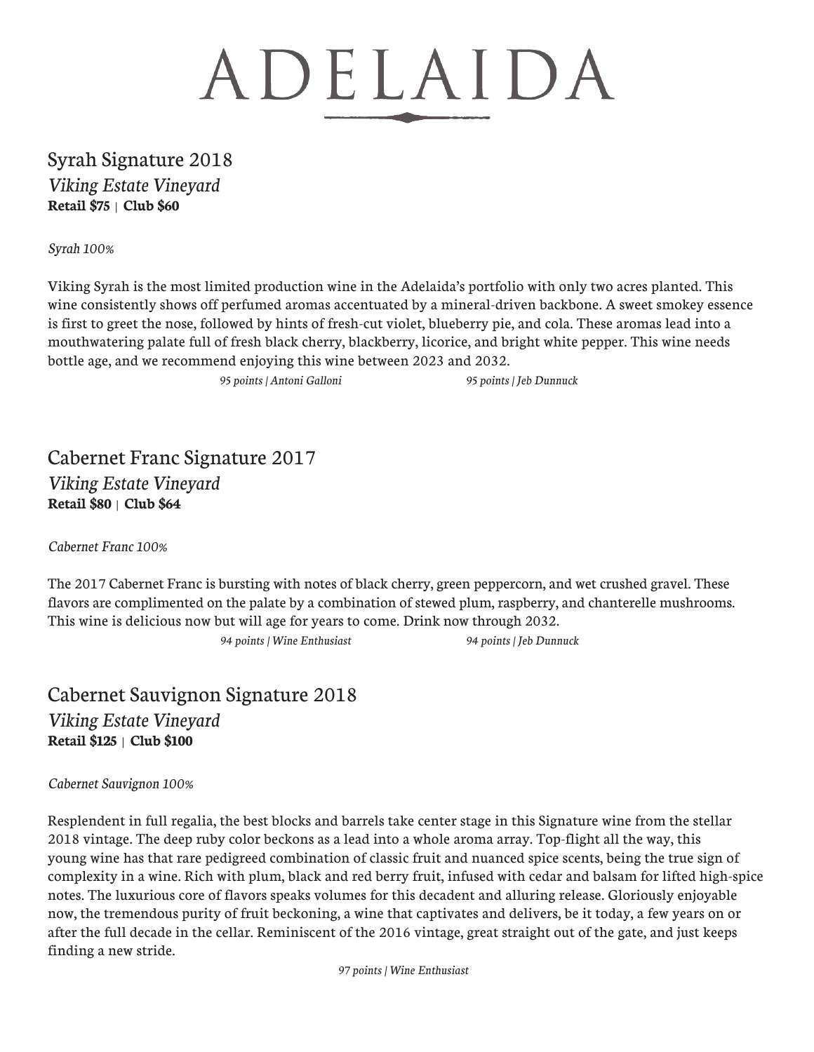# ADELAIDA

## Syrah Signature 2018

*Viking Estate Vineyard*

**Retail $75** | **Club $60**

*Syrah 100%*

Viking Syrah is the most limited production wine in the Adelaida's portfolio with only two acres planted. This wine consistently shows off perfumed aromas accentuated by a mineral-driven backbone. A sweet smokey essence is first to greet the nose, followed by hints of fresh-cut violet, blueberry pie, and cola. These aromas lead into a mouthwatering palate full of fresh black cherry, blackberry, licorice, and bright white pepper. This wine needs bottle age, and we recommend enjoying this wine between 2023 and 2032.

*95 points | Antoni Galloni* *95 points | Jeb Dunnuck*

## Cabernet Franc Signature 2017

*Viking Estate Vineyard*

**Retail $80** | **Club $64**

*Cabernet Franc 100%*

The 2017 Cabernet Franc is bursting with notes of black cherry, green peppercorn, and wet crushed gravel. These flavors are complimented on the palate by a combination of stewed plum, raspberry, and chanterelle mushrooms. This wine is delicious now but will age for years to come. Drink now through 2032.

*94 points | Wine Enthusiast* *94 points | Jeb Dunnuck*

## Cabernet Sauvignon Signature 2018

*Viking Estate Vineyard*

**Retail $125** | **Club $100**

*Cabernet Sauvignon 100%*

Resplendent in full regalia, the best blocks and barrels take center stage in this Signature wine from the stellar 2018 vintage. The deep ruby color beckons as a lead into a whole aroma array. Top-flight all the way, this young wine has that rare pedigreed combination of classic fruit and nuanced spice scents, being the true sign of complexity in a wine. Rich with plum, black and red berry fruit, infused with cedar and balsam for lifted high-spice notes. The luxurious core of flavors speaks volumes for this decadent and alluring release. Gloriously enjoyable now, the tremendous purity of fruit beckoning, a wine that captivates and delivers, be it today, a few years on or after the full decade in the cellar. Reminiscent of the 2016 vintage, great straight out of the gate, and just keeps finding a new stride.

*97 points | Wine Enthusiast*